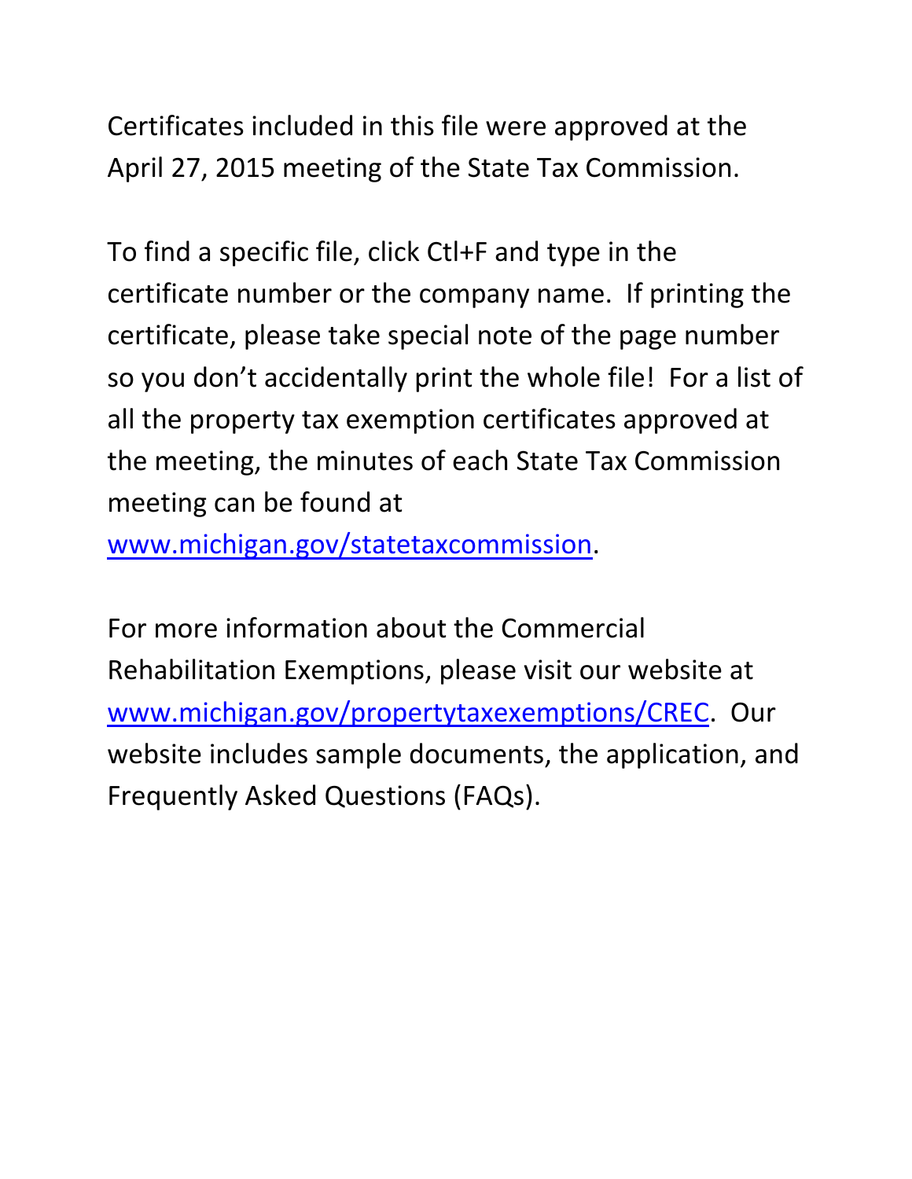Certificates included in this file were approved at the April 27, 2015 meeting of the State Tax Commission.

To find a specific file, click Ctl+F and type in the certificate number or the company name. If printing the certificate, please take special note of the page number so you don't accidentally print the whole file! For a list of all the property tax exemption certificates approved at the meeting, the minutes of each State Tax Commission meeting can be found at [www.michigan.gov/statetaxcommission](www.michigan.gov/statetaxcommission).

For more information about the Commercial Rehabilitation Exemptions, please visit our website at [www.michigan.gov/propertytaxexemptions/CREC](www.michigan.gov/propertytaxexemptions/CREC). Our website includes sample documents, the application, and Frequently Asked Questions (FAQs).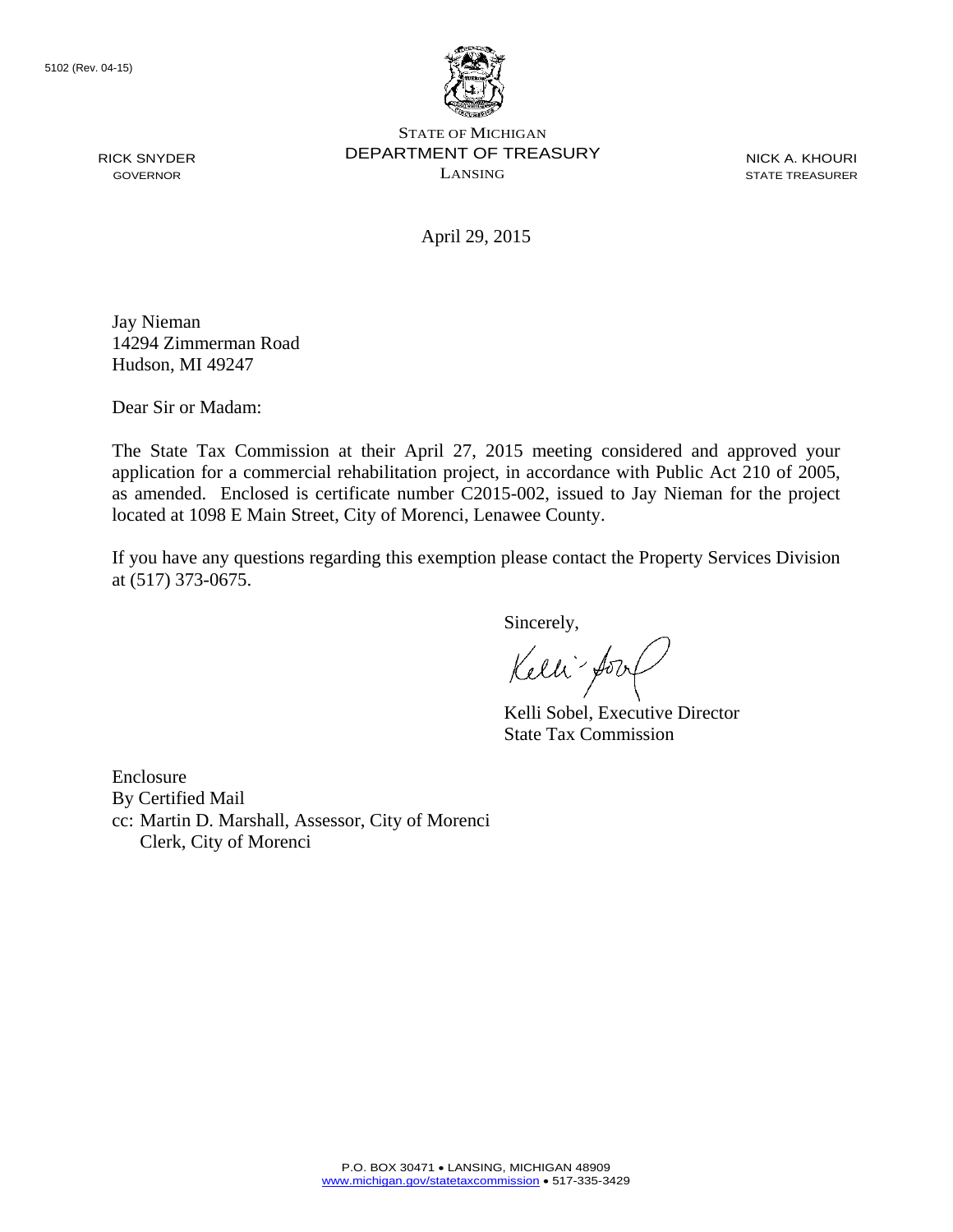5102 (Rev. 04-15)

STATE OF MICHIGAN
DEPARTMENT OF TREASURY
LANSING

RICK SNYDER
GOVERNOR

NICK A. KHOURI
STATE TREASURER

April 29, 2015

Jay Nieman
14294 Zimmerman Road
Hudson, MI 49247

Dear Sir or Madam:

The State Tax Commission at their April 27, 2015 meeting considered and approved your application for a commercial rehabilitation project, in accordance with Public Act 210 of 2005, as amended. Enclosed is certificate number C2015-002, issued to Jay Nieman for the project located at 1098 E Main Street, City of Morenci, Lenawee County.

If you have any questions regarding this exemption please contact the Property Services Division at (517) 373-0675.

Sincerely,

Kelli Sobel, Executive Director
State Tax Commission

Enclosure
By Certified Mail
cc: Martin D. Marshall, Assessor, City of Morenci
    Clerk, City of Morenci

P.O. BOX 30471 • LANSING, MICHIGAN 48909
www.michigan.gov/statetaxcommission • 517-335-3429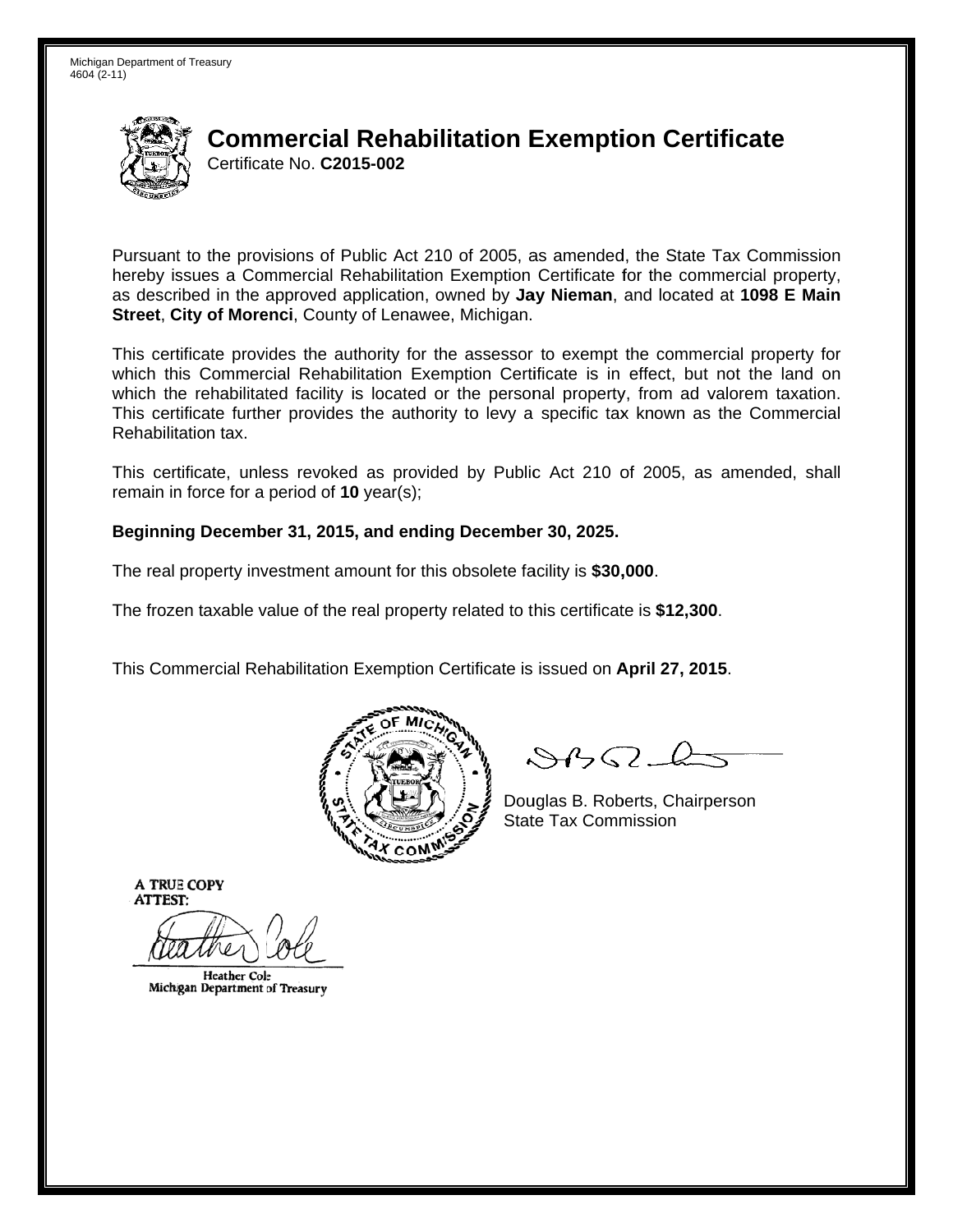Michigan Department of Treasury
4604 (2-11)

# Commercial Rehabilitation Exemption Certificate

Certificate No. **C2015-002**

Pursuant to the provisions of Public Act 210 of 2005, as amended, the State Tax Commission hereby issues a Commercial Rehabilitation Exemption Certificate for the commercial property, as described in the approved application, owned by **Jay Nieman**, and located at **1098 E Main Street**, **City of Morenci**, County of Lenawee, Michigan.

This certificate provides the authority for the assessor to exempt the commercial property for which this Commercial Rehabilitation Exemption Certificate is in effect, but not the land on which the rehabilitated facility is located or the personal property, from ad valorem taxation. This certificate further provides the authority to levy a specific tax known as the Commercial Rehabilitation tax.

This certificate, unless revoked as provided by Public Act 210 of 2005, as amended, shall remain in force for a period of **10** year(s);

**Beginning December 31, 2015, and ending December 30, 2025.**

The real property investment amount for this obsolete facility is **$30,000**.

The frozen taxable value of the real property related to this certificate is **$12,300**.

This Commercial Rehabilitation Exemption Certificate is issued on **April 27, 2015**.

Douglas B. Roberts, Chairperson
State Tax Commission

A TRUE COPY
ATTEST:

Heather Cole
Michigan Department of Treasury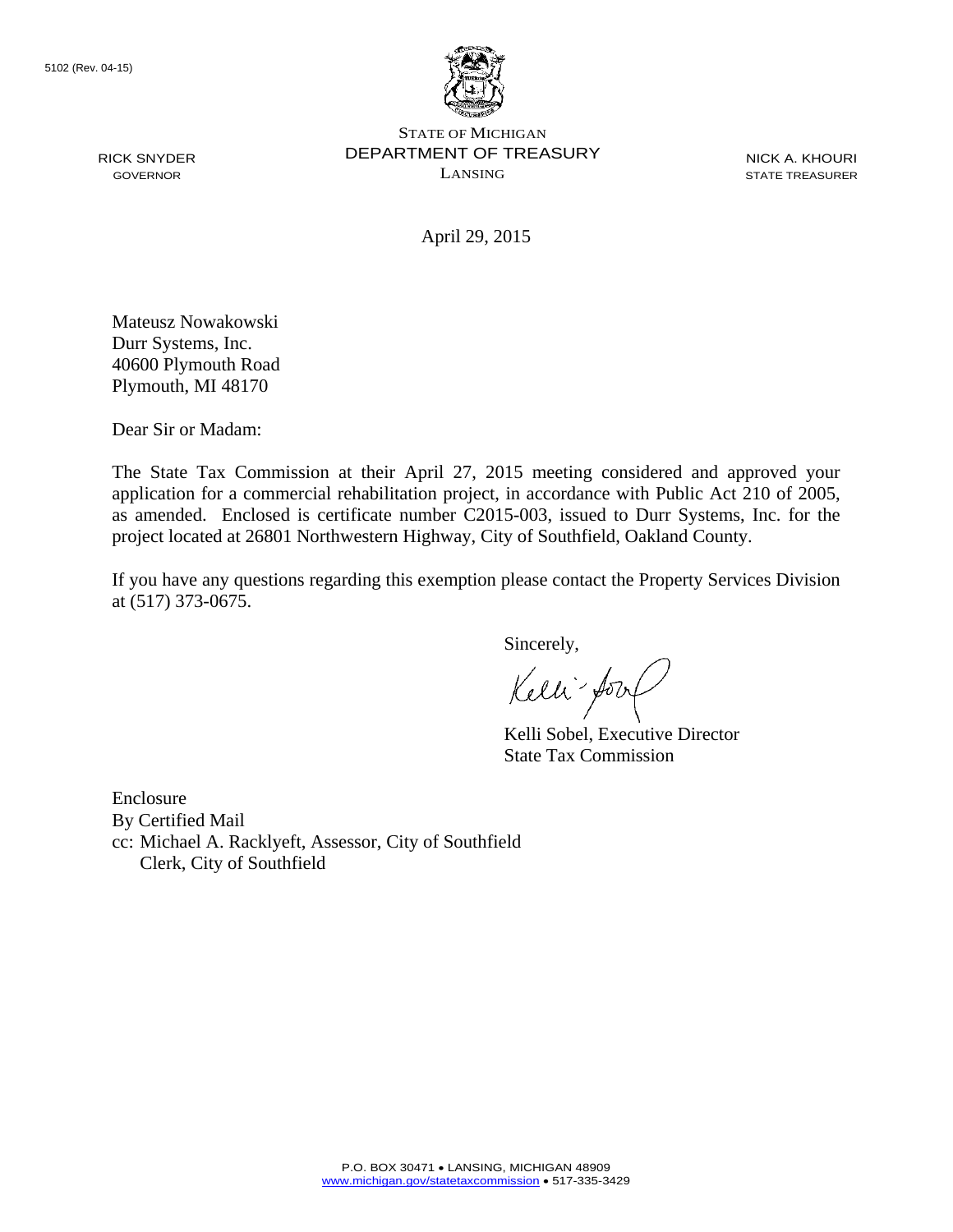5102 (Rev. 04-15)

STATE OF MICHIGAN
DEPARTMENT OF TREASURY
LANSING

RICK SNYDER
GOVERNOR

NICK A. KHOURI
STATE TREASURER

April 29, 2015

Mateusz Nowakowski
Durr Systems, Inc.
40600 Plymouth Road
Plymouth, MI 48170

Dear Sir or Madam:

The State Tax Commission at their April 27, 2015 meeting considered and approved your application for a commercial rehabilitation project, in accordance with Public Act 210 of 2005, as amended. Enclosed is certificate number C2015-003, issued to Durr Systems, Inc. for the project located at 26801 Northwestern Highway, City of Southfield, Oakland County.

If you have any questions regarding this exemption please contact the Property Services Division at (517) 373-0675.

Sincerely,

Kelli Sobel, Executive Director
State Tax Commission

Enclosure
By Certified Mail
cc: Michael A. Racklyeft, Assessor, City of Southfield
Clerk, City of Southfield

P.O. BOX 30471 • LANSING, MICHIGAN 48909
www.michigan.gov/statetaxcommission • 517-335-3429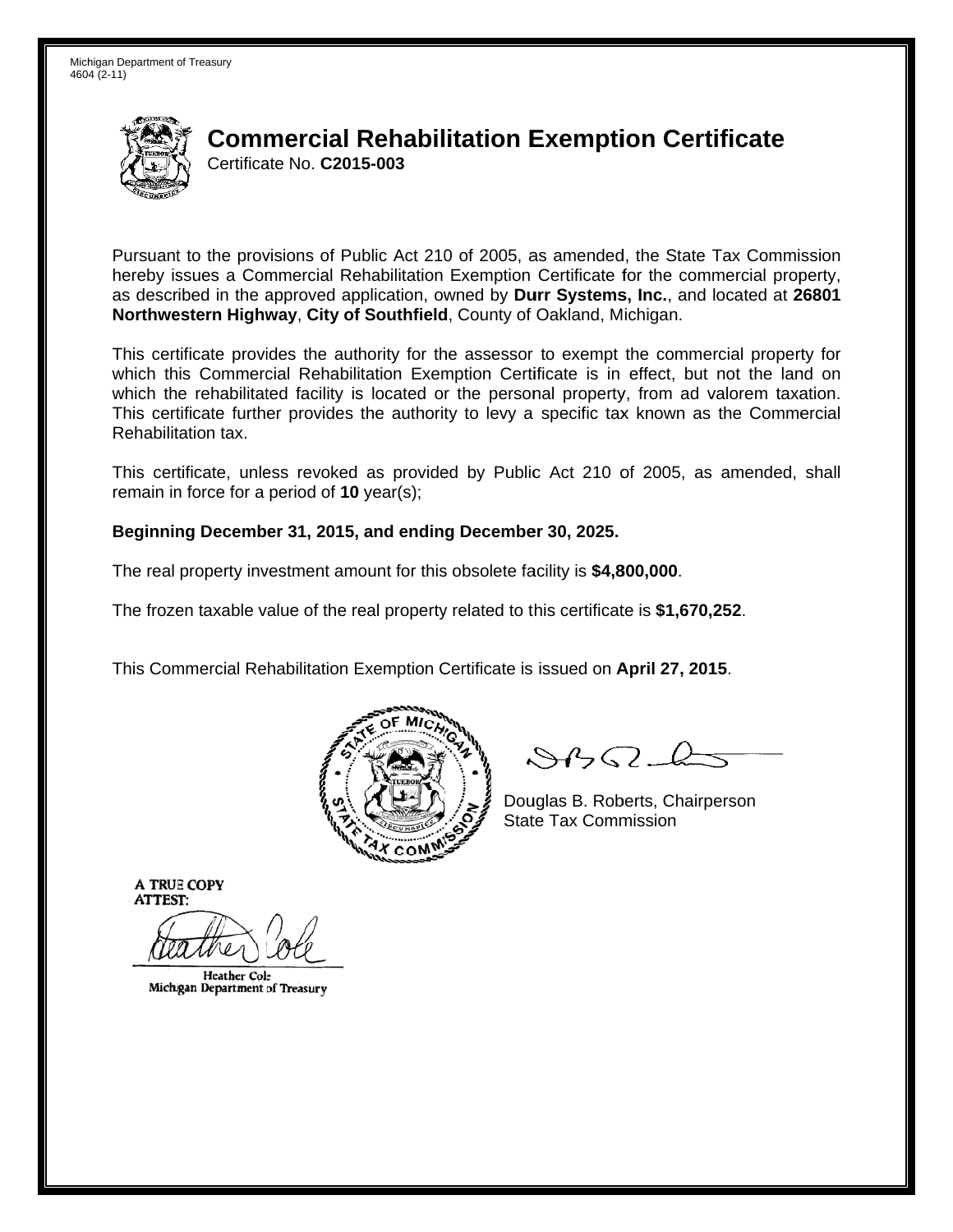Michigan Department of Treasury
4604 (2-11)

# Commercial Rehabilitation Exemption Certificate

Certificate No. **C2015-003**

Pursuant to the provisions of Public Act 210 of 2005, as amended, the State Tax Commission hereby issues a Commercial Rehabilitation Exemption Certificate for the commercial property, as described in the approved application, owned by **Durr Systems, Inc.**, and located at **26801 Northwestern Highway**, **City of Southfield**, County of Oakland, Michigan.

This certificate provides the authority for the assessor to exempt the commercial property for which this Commercial Rehabilitation Exemption Certificate is in effect, but not the land on which the rehabilitated facility is located or the personal property, from ad valorem taxation. This certificate further provides the authority to levy a specific tax known as the Commercial Rehabilitation tax.

This certificate, unless revoked as provided by Public Act 210 of 2005, as amended, shall remain in force for a period of **10** year(s);

**Beginning December 31, 2015, and ending December 30, 2025.**

The real property investment amount for this obsolete facility is **$4,800,000**.

The frozen taxable value of the real property related to this certificate is **$1,670,252**.

This Commercial Rehabilitation Exemption Certificate is issued on **April 27, 2015**.

Douglas B. Roberts, Chairperson
State Tax Commission

A TRUE COPY
ATTEST:

Heather Cole
Michigan Department of Treasury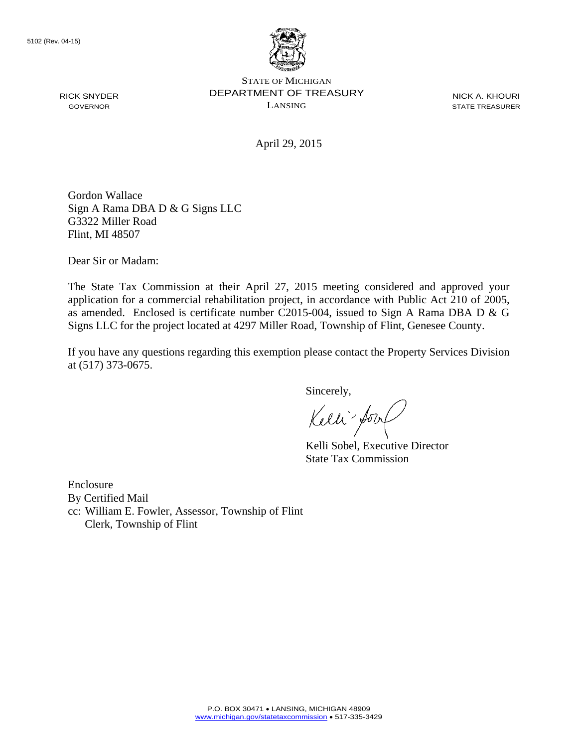5102 (Rev. 04-15)

STATE OF MICHIGAN
DEPARTMENT OF TREASURY
LANSING

RICK SNYDER
GOVERNOR

NICK A. KHOURI
STATE TREASURER

April 29, 2015

Gordon Wallace
Sign A Rama DBA D & G Signs LLC
G3322 Miller Road
Flint, MI 48507

Dear Sir or Madam:

The State Tax Commission at their April 27, 2015 meeting considered and approved your application for a commercial rehabilitation project, in accordance with Public Act 210 of 2005, as amended. Enclosed is certificate number C2015-004, issued to Sign A Rama DBA D & G Signs LLC for the project located at 4297 Miller Road, Township of Flint, Genesee County.

If you have any questions regarding this exemption please contact the Property Services Division at (517) 373-0675.

Sincerely,

Kelli Sobel, Executive Director
State Tax Commission

Enclosure
By Certified Mail
cc: William E. Fowler, Assessor, Township of Flint
Clerk, Township of Flint

P.O. BOX 30471 • LANSING, MICHIGAN 48909
www.michigan.gov/statetaxcommission • 517-335-3429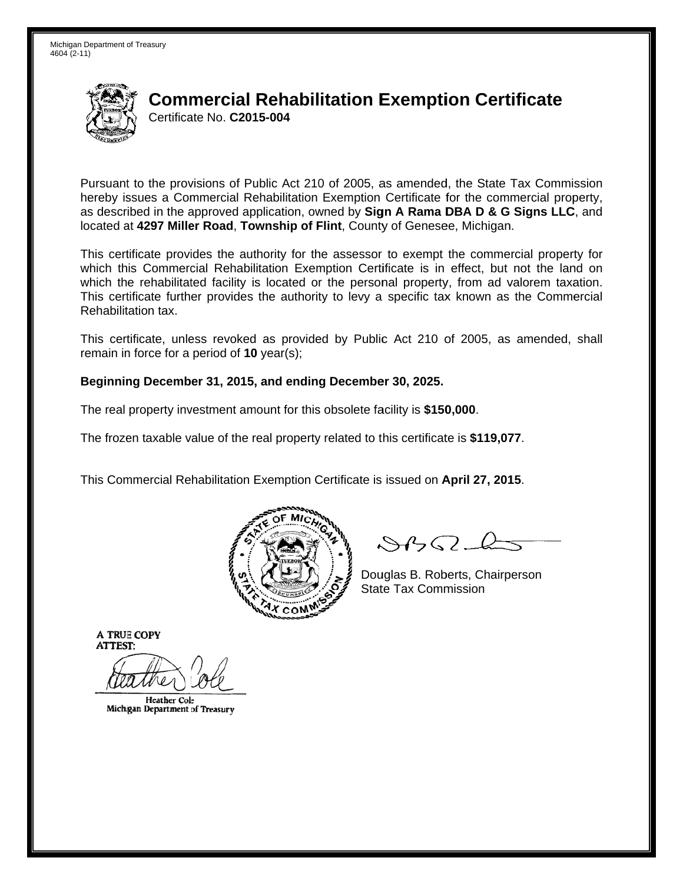Michigan Department of Treasury
4604 (2-11)

# Commercial Rehabilitation Exemption Certificate

Certificate No. **C2015-004**

Pursuant to the provisions of Public Act 210 of 2005, as amended, the State Tax Commission hereby issues a Commercial Rehabilitation Exemption Certificate for the commercial property, as described in the approved application, owned by **Sign A Rama DBA D & G Signs LLC**, and located at **4297 Miller Road**, **Township of Flint**, County of Genesee, Michigan.

This certificate provides the authority for the assessor to exempt the commercial property for which this Commercial Rehabilitation Exemption Certificate is in effect, but not the land on which the rehabilitated facility is located or the personal property, from ad valorem taxation. This certificate further provides the authority to levy a specific tax known as the Commercial Rehabilitation tax.

This certificate, unless revoked as provided by Public Act 210 of 2005, as amended, shall remain in force for a period of **10** year(s);

**Beginning December 31, 2015, and ending December 30, 2025.**

The real property investment amount for this obsolete facility is **$150,000**.

The frozen taxable value of the real property related to this certificate is **$119,077**.

This Commercial Rehabilitation Exemption Certificate is issued on **April 27, 2015**.

Douglas B. Roberts, Chairperson
State Tax Commission

A TRUE COPY
ATTEST:

Heather Cole
Michigan Department of Treasury